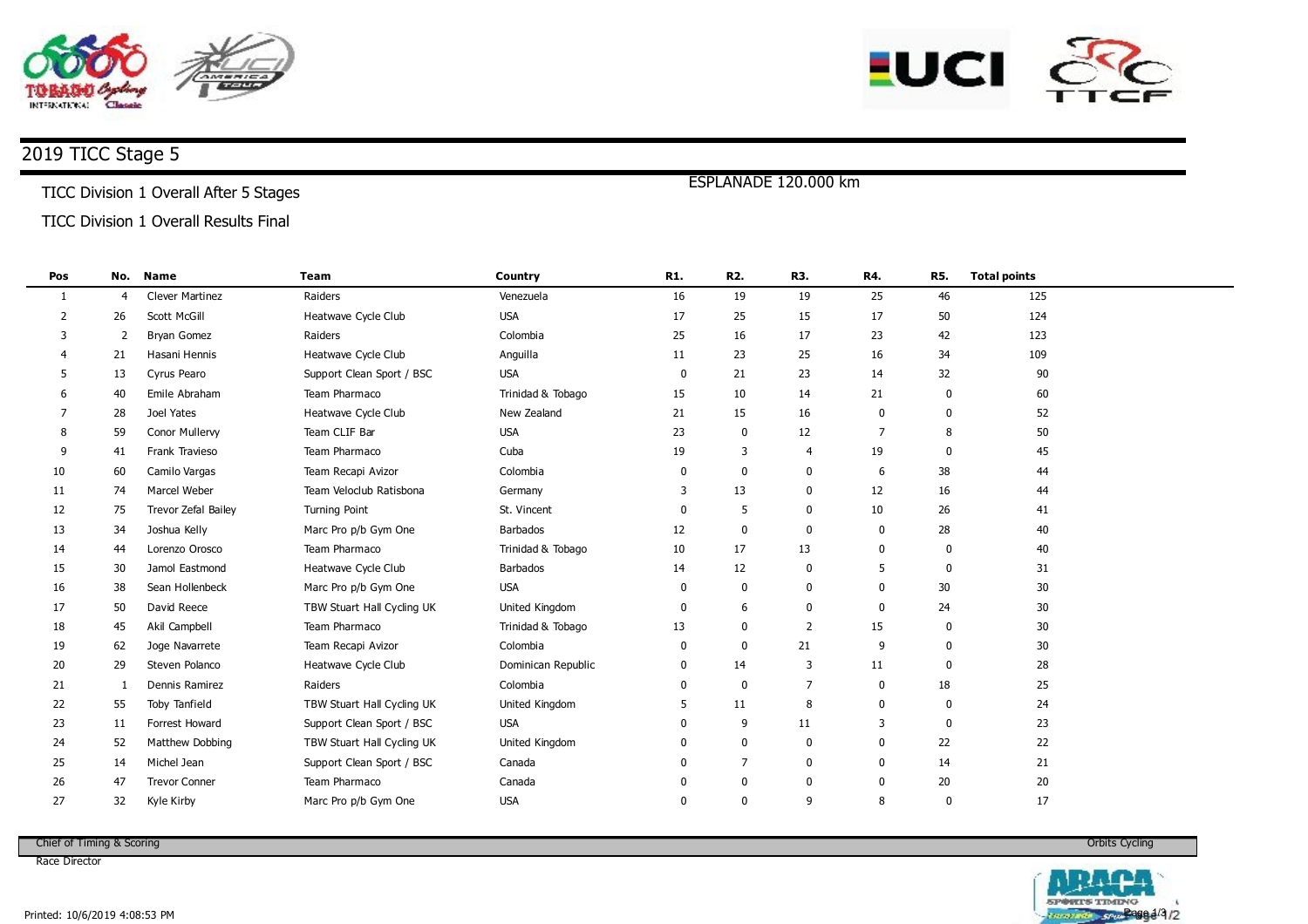# 2019 TICC Stage 5

TICC Division 1 Overall After 5 Stages

ESPLANADE 120.000 km

TICC Division 1 Overall Results Final

| Pos | No. | Name | Team | Country | R1. | R2. | R3. | R4. | R5. | Total points |
|---|---|---|---|---|---|---|---|---|---|---|
| 1 | 4 | Clever Martinez | Raiders | Venezuela | 16 | 19 | 19 | 25 | 46 | 125 |
| 2 | 26 | Scott McGill | Heatwave Cycle Club | USA | 17 | 25 | 15 | 17 | 50 | 124 |
| 3 | 2 | Bryan Gomez | Raiders | Colombia | 25 | 16 | 17 | 23 | 42 | 123 |
| 4 | 21 | Hasani Hennis | Heatwave Cycle Club | Anguilla | 11 | 23 | 25 | 16 | 34 | 109 |
| 5 | 13 | Cyrus Pearo | Support Clean Sport / BSC | USA | 0 | 21 | 23 | 14 | 32 | 90 |
| 6 | 40 | Emile Abraham | Team Pharmaco | Trinidad & Tobago | 15 | 10 | 14 | 21 | 0 | 60 |
| 7 | 28 | Joel Yates | Heatwave Cycle Club | New Zealand | 21 | 15 | 16 | 0 | 0 | 52 |
| 8 | 59 | Conor Mullervy | Team CLIF Bar | USA | 23 | 0 | 12 | 7 | 8 | 50 |
| 9 | 41 | Frank Travieso | Team Pharmaco | Cuba | 19 | 3 | 4 | 19 | 0 | 45 |
| 10 | 60 | Camilo Vargas | Team Recapi Avizor | Colombia | 0 | 0 | 0 | 6 | 38 | 44 |
| 11 | 74 | Marcel Weber | Team Veloclub Ratisbona | Germany | 3 | 13 | 0 | 12 | 16 | 44 |
| 12 | 75 | Trevor Zefal Bailey | Turning Point | St. Vincent | 0 | 5 | 0 | 10 | 26 | 41 |
| 13 | 34 | Joshua Kelly | Marc Pro p/b Gym One | Barbados | 12 | 0 | 0 | 0 | 28 | 40 |
| 14 | 44 | Lorenzo Orosco | Team Pharmaco | Trinidad & Tobago | 10 | 17 | 13 | 0 | 0 | 40 |
| 15 | 30 | Jamol Eastmond | Heatwave Cycle Club | Barbados | 14 | 12 | 0 | 5 | 0 | 31 |
| 16 | 38 | Sean Hollenbeck | Marc Pro p/b Gym One | USA | 0 | 0 | 0 | 0 | 30 | 30 |
| 17 | 50 | David Reece | TBW Stuart Hall Cycling UK | United Kingdom | 0 | 6 | 0 | 0 | 24 | 30 |
| 18 | 45 | Akil Campbell | Team Pharmaco | Trinidad & Tobago | 13 | 0 | 2 | 15 | 0 | 30 |
| 19 | 62 | Joge Navarrete | Team Recapi Avizor | Colombia | 0 | 0 | 21 | 9 | 0 | 30 |
| 20 | 29 | Steven Polanco | Heatwave Cycle Club | Dominican Republic | 0 | 14 | 3 | 11 | 0 | 28 |
| 21 | 1 | Dennis Ramirez | Raiders | Colombia | 0 | 0 | 7 | 0 | 18 | 25 |
| 22 | 55 | Toby Tanfield | TBW Stuart Hall Cycling UK | United Kingdom | 5 | 11 | 8 | 0 | 0 | 24 |
| 23 | 11 | Forrest Howard | Support Clean Sport / BSC | USA | 0 | 9 | 11 | 3 | 0 | 23 |
| 24 | 52 | Matthew Dobbing | TBW Stuart Hall Cycling UK | United Kingdom | 0 | 0 | 0 | 0 | 22 | 22 |
| 25 | 14 | Michel Jean | Support Clean Sport / BSC | Canada | 0 | 7 | 0 | 0 | 14 | 21 |
| 26 | 47 | Trevor Conner | Team Pharmaco | Canada | 0 | 0 | 0 | 0 | 20 | 20 |
| 27 | 32 | Kyle Kirby | Marc Pro p/b Gym One | USA | 0 | 0 | 9 | 8 | 0 | 17 |

Chief of Timing & Scoring

Orbits Cycling

Race Director

Printed: 10/6/2019 4:08:53 PM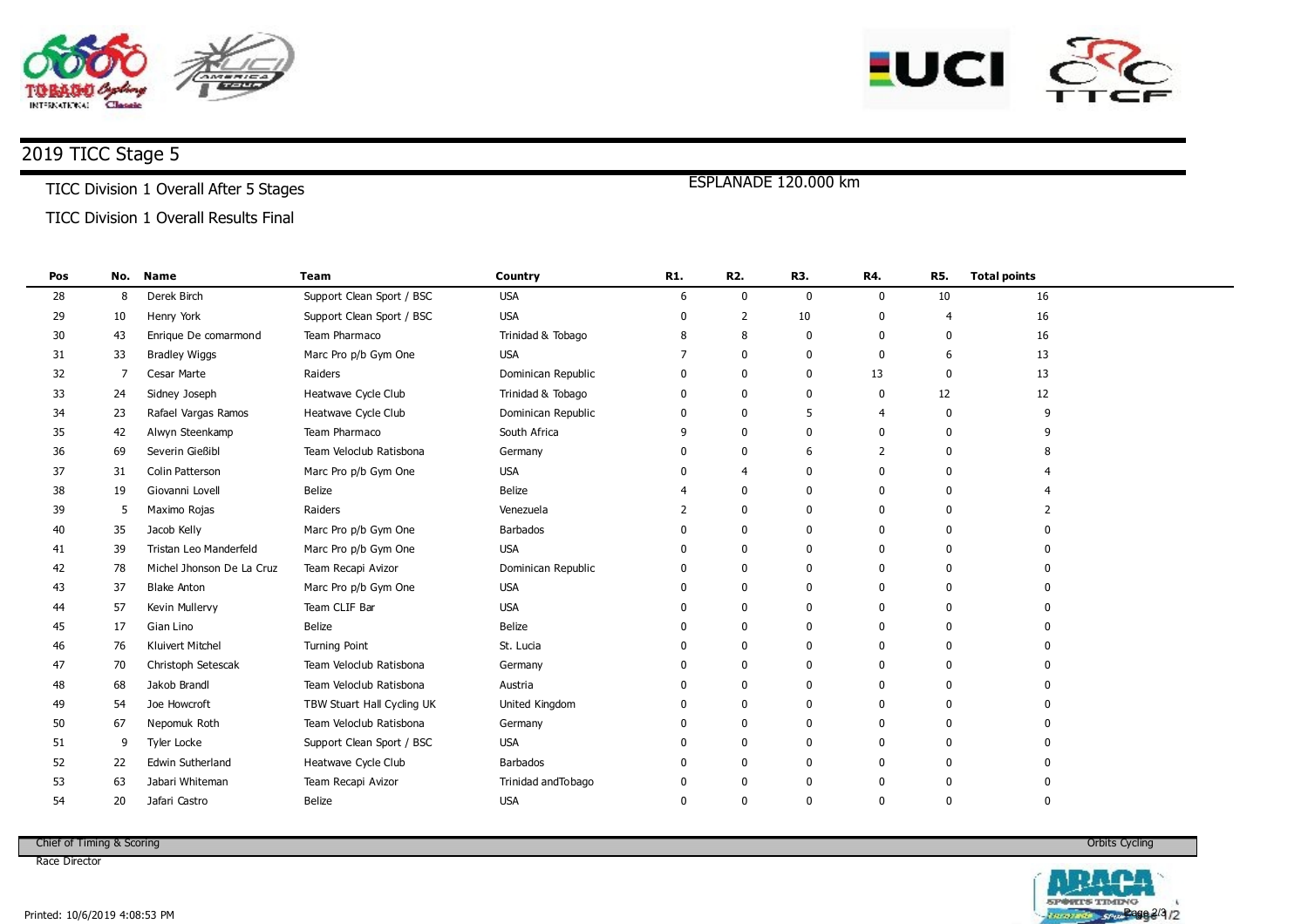## 2019 TICC Stage 5

TICC Division 1 Overall After 5 Stages

ESPLANADE 120.000 km

TICC Division 1 Overall Results Final

| Pos | No. | Name | Team | Country | R1. | R2. | R3. | R4. | R5. | Total points |
|---|---|---|---|---|---|---|---|---|---|---|
| 28 | 8 | Derek Birch | Support Clean Sport / BSC | USA | 6 | 0 | 0 | 0 | 10 | 16 |
| 29 | 10 | Henry York | Support Clean Sport / BSC | USA | 0 | 2 | 10 | 0 | 4 | 16 |
| 30 | 43 | Enrique De comarmond | Team Pharmaco | Trinidad & Tobago | 8 | 8 | 0 | 0 | 0 | 16 |
| 31 | 33 | Bradley Wiggs | Marc Pro p/b Gym One | USA | 7 | 0 | 0 | 0 | 6 | 13 |
| 32 | 7 | Cesar Marte | Raiders | Dominican Republic | 0 | 0 | 0 | 13 | 0 | 13 |
| 33 | 24 | Sidney Joseph | Heatwave Cycle Club | Trinidad & Tobago | 0 | 0 | 0 | 0 | 12 | 12 |
| 34 | 23 | Rafael Vargas Ramos | Heatwave Cycle Club | Dominican Republic | 0 | 0 | 5 | 4 | 0 | 9 |
| 35 | 42 | Alwyn Steenkamp | Team Pharmaco | South Africa | 9 | 0 | 0 | 0 | 0 | 9 |
| 36 | 69 | Severin Gießibl | Team Veloclub Ratisbona | Germany | 0 | 0 | 6 | 2 | 0 | 8 |
| 37 | 31 | Colin Patterson | Marc Pro p/b Gym One | USA | 0 | 4 | 0 | 0 | 0 | 4 |
| 38 | 19 | Giovanni Lovell | Belize | Belize | 4 | 0 | 0 | 0 | 0 | 4 |
| 39 | 5 | Maximo Rojas | Raiders | Venezuela | 2 | 0 | 0 | 0 | 0 | 2 |
| 40 | 35 | Jacob Kelly | Marc Pro p/b Gym One | Barbados | 0 | 0 | 0 | 0 | 0 | 0 |
| 41 | 39 | Tristan Leo Manderfeld | Marc Pro p/b Gym One | USA | 0 | 0 | 0 | 0 | 0 | 0 |
| 42 | 78 | Michel Jhonson De La Cruz | Team Recapi Avizor | Dominican Republic | 0 | 0 | 0 | 0 | 0 | 0 |
| 43 | 37 | Blake Anton | Marc Pro p/b Gym One | USA | 0 | 0 | 0 | 0 | 0 | 0 |
| 44 | 57 | Kevin Mullervy | Team CLIF Bar | USA | 0 | 0 | 0 | 0 | 0 | 0 |
| 45 | 17 | Gian Lino | Belize | Belize | 0 | 0 | 0 | 0 | 0 | 0 |
| 46 | 76 | Kluivert Mitchel | Turning Point | St. Lucia | 0 | 0 | 0 | 0 | 0 | 0 |
| 47 | 70 | Christoph Setescak | Team Veloclub Ratisbona | Germany | 0 | 0 | 0 | 0 | 0 | 0 |
| 48 | 68 | Jakob Brandl | Team Veloclub Ratisbona | Austria | 0 | 0 | 0 | 0 | 0 | 0 |
| 49 | 54 | Joe Howcroft | TBW Stuart Hall Cycling UK | United Kingdom | 0 | 0 | 0 | 0 | 0 | 0 |
| 50 | 67 | Nepomuk Roth | Team Veloclub Ratisbona | Germany | 0 | 0 | 0 | 0 | 0 | 0 |
| 51 | 9 | Tyler Locke | Support Clean Sport / BSC | USA | 0 | 0 | 0 | 0 | 0 | 0 |
| 52 | 22 | Edwin Sutherland | Heatwave Cycle Club | Barbados | 0 | 0 | 0 | 0 | 0 | 0 |
| 53 | 63 | Jabari Whiteman | Team Recapi Avizor | Trinidad andTobago | 0 | 0 | 0 | 0 | 0 | 0 |
| 54 | 20 | Jafari Castro | Belize | USA | 0 | 0 | 0 | 0 | 0 | 0 |

Chief of Timing & Scoring

Orbits Cycling

Race Director

Printed: 10/6/2019 4:08:53 PM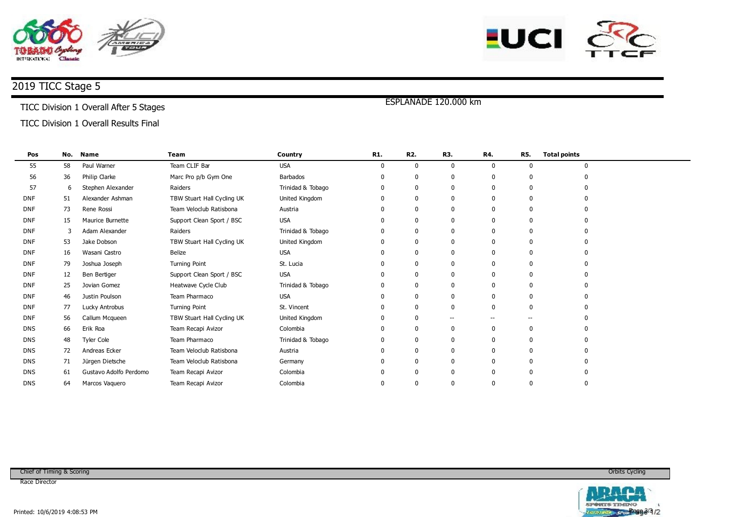## 2019 TICC Stage 5

TICC Division 1 Overall After 5 Stages

ESPLANADE 120.000 km

TICC Division 1 Overall Results Final

| Pos | No. | Name | Team | Country | R1. | R2. | R3. | R4. | R5. | Total points |
|---|---|---|---|---|---|---|---|---|---|---|
| 55 | 58 | Paul Warner | Team CLIF Bar | USA | 0 | 0 | 0 | 0 | 0 | 0 |
| 56 | 36 | Philip Clarke | Marc Pro p/b Gym One | Barbados | 0 | 0 | 0 | 0 | 0 | 0 |
| 57 | 6 | Stephen Alexander | Raiders | Trinidad & Tobago | 0 | 0 | 0 | 0 | 0 | 0 |
| DNF | 51 | Alexander Ashman | TBW Stuart Hall Cycling UK | United Kingdom | 0 | 0 | 0 | 0 | 0 | 0 |
| DNF | 73 | Rene Rossi | Team Veloclub Ratisbona | Austria | 0 | 0 | 0 | 0 | 0 | 0 |
| DNF | 15 | Maurice Burnette | Support Clean Sport / BSC | USA | 0 | 0 | 0 | 0 | 0 | 0 |
| DNF | 3 | Adam Alexander | Raiders | Trinidad & Tobago | 0 | 0 | 0 | 0 | 0 | 0 |
| DNF | 53 | Jake Dobson | TBW Stuart Hall Cycling UK | United Kingdom | 0 | 0 | 0 | 0 | 0 | 0 |
| DNF | 16 | Wasani Castro | Belize | USA | 0 | 0 | 0 | 0 | 0 | 0 |
| DNF | 79 | Joshua Joseph | Turning Point | St. Lucia | 0 | 0 | 0 | 0 | 0 | 0 |
| DNF | 12 | Ben Bertiger | Support Clean Sport / BSC | USA | 0 | 0 | 0 | 0 | 0 | 0 |
| DNF | 25 | Jovian Gomez | Heatwave Cycle Club | Trinidad & Tobago | 0 | 0 | 0 | 0 | 0 | 0 |
| DNF | 46 | Justin Poulson | Team Pharmaco | USA | 0 | 0 | 0 | 0 | 0 | 0 |
| DNF | 77 | Lucky Antrobus | Turning Point | St. Vincent | 0 | 0 | 0 | 0 | 0 | 0 |
| DNF | 56 | Callum Mcqueen | TBW Stuart Hall Cycling UK | United Kingdom | 0 | 0 | -- | -- | -- | 0 |
| DNS | 66 | Erik Roa | Team Recapi Avizor | Colombia | 0 | 0 | 0 | 0 | 0 | 0 |
| DNS | 48 | Tyler Cole | Team Pharmaco | Trinidad & Tobago | 0 | 0 | 0 | 0 | 0 | 0 |
| DNS | 72 | Andreas Ecker | Team Veloclub Ratisbona | Austria | 0 | 0 | 0 | 0 | 0 | 0 |
| DNS | 71 | Jürgen Dietsche | Team Veloclub Ratisbona | Germany | 0 | 0 | 0 | 0 | 0 | 0 |
| DNS | 61 | Gustavo Adolfo Perdomo | Team Recapi Avizor | Colombia | 0 | 0 | 0 | 0 | 0 | 0 |
| DNS | 64 | Marcos Vaquero | Team Recapi Avizor | Colombia | 0 | 0 | 0 | 0 | 0 | 0 |

Chief of Timing & Scoring

Orbits Cycling

Race Director

Printed: 10/6/2019 4:08:53 PM